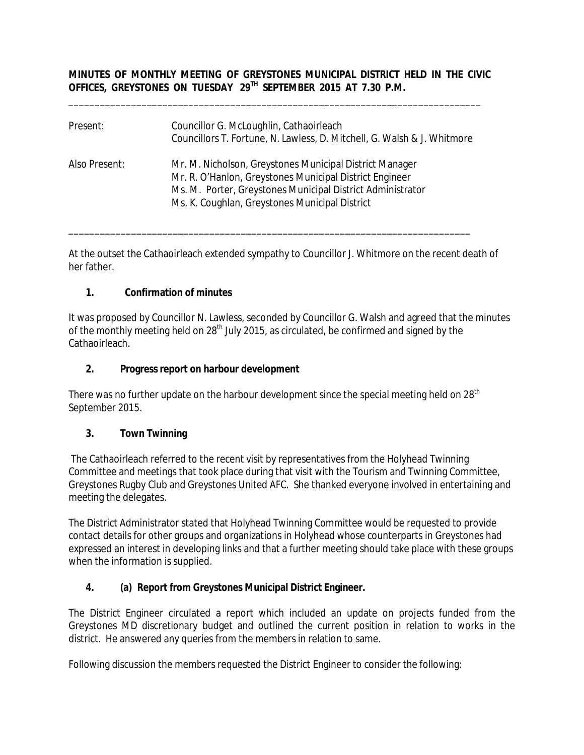**MINUTES OF MONTHLY MEETING OF GREYSTONES MUNICIPAL DISTRICT HELD IN THE CIVIC OFFICES, GREYSTONES ON TUESDAY 29TH SEPTEMBER 2015 AT 7.30 P.M.**

---

| | |
|---|---|
| Present: | Councillor G. McLoughlin, Cathaoirleach<br>Councillors T. Fortune, N. Lawless, D. Mitchell, G. Walsh & J. Whitmore |
| Also Present: | Mr. M. Nicholson, Greystones Municipal District Manager<br>Mr. R. O'Hanlon, Greystones Municipal District Engineer<br>Ms. M. Porter, Greystones Municipal District Administrator<br>Ms. K. Coughlan, Greystones Municipal District |

---

At the outset the Cathaoirleach extended sympathy to Councillor J. Whitmore on the recent death of her father.

**1. Confirmation of minutes**

It was proposed by Councillor N. Lawless, seconded by Councillor G. Walsh and agreed that the minutes of the monthly meeting held on 28th July 2015, as circulated, be confirmed and signed by the Cathaoirleach.

**2. Progress report on harbour development**

There was no further update on the harbour development since the special meeting held on 28th September 2015.

**3. Town Twinning**

The Cathaoirleach referred to the recent visit by representatives from the Holyhead Twinning Committee and meetings that took place during that visit with the Tourism and Twinning Committee, Greystones Rugby Club and Greystones United AFC. She thanked everyone involved in entertaining and meeting the delegates.

The District Administrator stated that Holyhead Twinning Committee would be requested to provide contact details for other groups and organizations in Holyhead whose counterparts in Greystones had expressed an interest in developing links and that a further meeting should take place with these groups when the information is supplied.

**4. (a) Report from Greystones Municipal District Engineer.**

The District Engineer circulated a report which included an update on projects funded from the Greystones MD discretionary budget and outlined the current position in relation to works in the district. He answered any queries from the members in relation to same.

Following discussion the members requested the District Engineer to consider the following: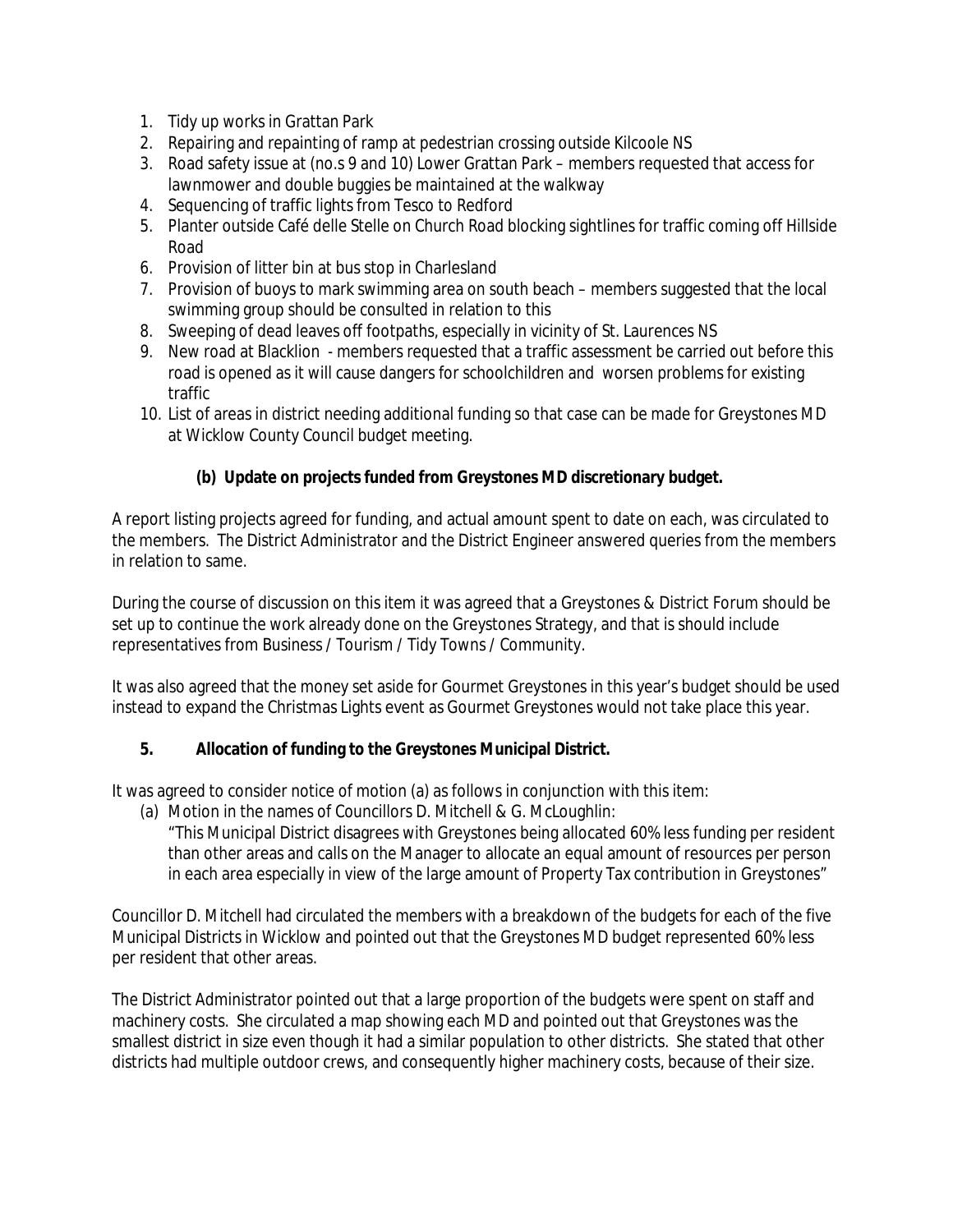1. Tidy up works in Grattan Park
2. Repairing and repainting of ramp at pedestrian crossing outside Kilcoole NS
3. Road safety issue at (no.s 9 and 10) Lower Grattan Park – members requested that access for lawnmower and double buggies be maintained at the walkway
4. Sequencing of traffic lights from Tesco to Redford
5. Planter outside Café delle Stelle on Church Road blocking sightlines for traffic coming off Hillside Road
6. Provision of litter bin at bus stop in Charlesland
7. Provision of buoys to mark swimming area on south beach – members suggested that the local swimming group should be consulted in relation to this
8. Sweeping of dead leaves off footpaths, especially in vicinity of St. Laurences NS
9. New road at Blacklion - members requested that a traffic assessment be carried out before this road is opened as it will cause dangers for schoolchildren and worsen problems for existing traffic
10. List of areas in district needing additional funding so that case can be made for Greystones MD at Wicklow County Council budget meeting.

**(b) Update on projects funded from Greystones MD discretionary budget.**

A report listing projects agreed for funding, and actual amount spent to date on each, was circulated to the members. The District Administrator and the District Engineer answered queries from the members in relation to same.

During the course of discussion on this item it was agreed that a Greystones & District Forum should be set up to continue the work already done on the Greystones Strategy, and that is should include representatives from Business / Tourism / Tidy Towns / Community.

It was also agreed that the money set aside for Gourmet Greystones in this year's budget should be used instead to expand the Christmas Lights event as Gourmet Greystones would not take place this year.

**5. Allocation of funding to the Greystones Municipal District.**

It was agreed to consider notice of motion (a) as follows in conjunction with this item:

(a) Motion in the names of Councillors D. Mitchell & G. McLoughlin:
"This Municipal District disagrees with Greystones being allocated 60% less funding per resident than other areas and calls on the Manager to allocate an equal amount of resources per person in each area especially in view of the large amount of Property Tax contribution in Greystones"

Councillor D. Mitchell had circulated the members with a breakdown of the budgets for each of the five Municipal Districts in Wicklow and pointed out that the Greystones MD budget represented 60% less per resident that other areas.

The District Administrator pointed out that a large proportion of the budgets were spent on staff and machinery costs. She circulated a map showing each MD and pointed out that Greystones was the smallest district in size even though it had a similar population to other districts. She stated that other districts had multiple outdoor crews, and consequently higher machinery costs, because of their size.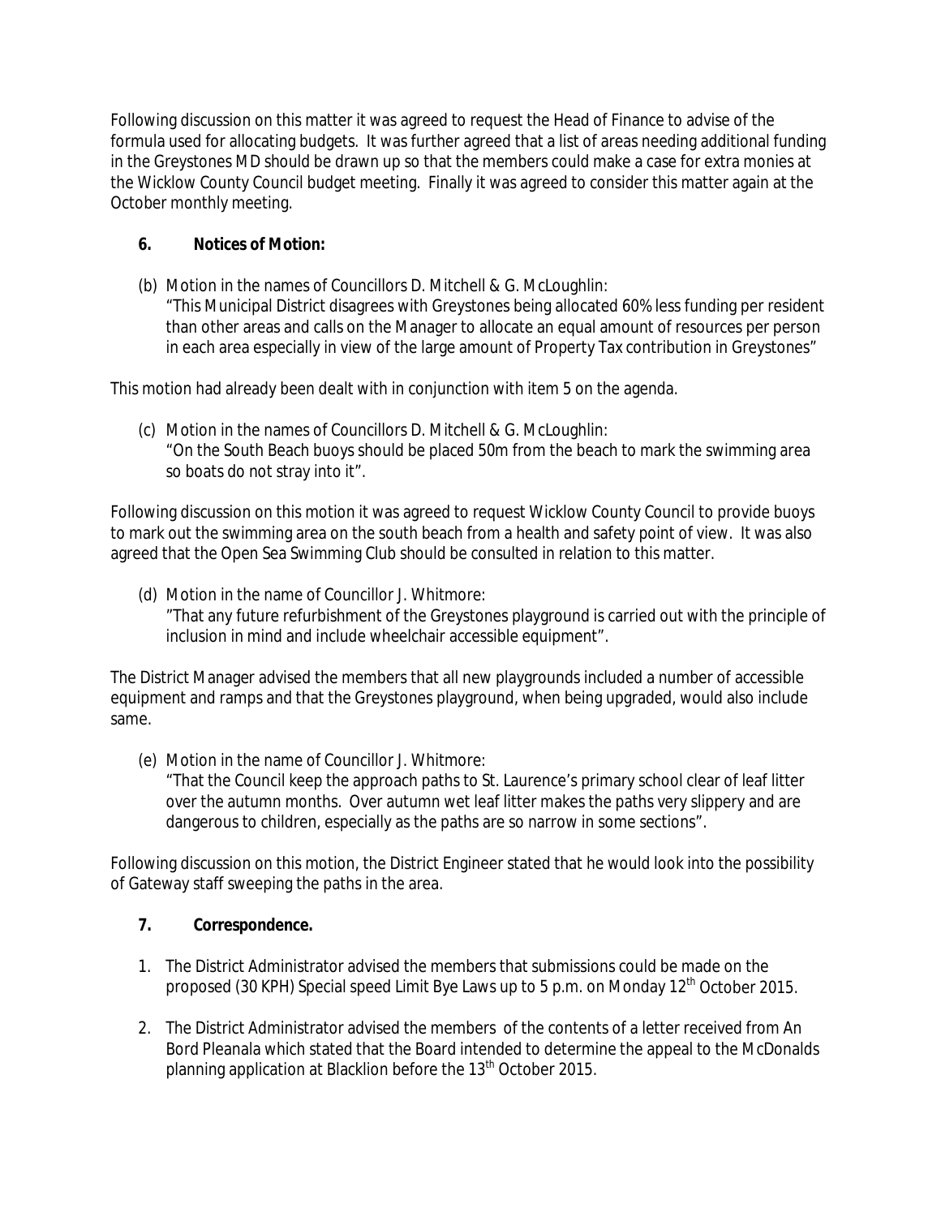Following discussion on this matter it was agreed to request the Head of Finance to advise of the formula used for allocating budgets. It was further agreed that a list of areas needing additional funding in the Greystones MD should be drawn up so that the members could make a case for extra monies at the Wicklow County Council budget meeting. Finally it was agreed to consider this matter again at the October monthly meeting.

## 6. Notices of Motion:

(b) Motion in the names of Councillors D. Mitchell & G. McLoughlin:
"This Municipal District disagrees with Greystones being allocated 60% less funding per resident than other areas and calls on the Manager to allocate an equal amount of resources per person in each area especially in view of the large amount of Property Tax contribution in Greystones"

This motion had already been dealt with in conjunction with item 5 on the agenda.

(c) Motion in the names of Councillors D. Mitchell & G. McLoughlin:
"On the South Beach buoys should be placed 50m from the beach to mark the swimming area so boats do not stray into it".

Following discussion on this motion it was agreed to request Wicklow County Council to provide buoys to mark out the swimming area on the south beach from a health and safety point of view. It was also agreed that the Open Sea Swimming Club should be consulted in relation to this matter.

(d) Motion in the name of Councillor J. Whitmore:
"That any future refurbishment of the Greystones playground is carried out with the principle of inclusion in mind and include wheelchair accessible equipment".

The District Manager advised the members that all new playgrounds included a number of accessible equipment and ramps and that the Greystones playground, when being upgraded, would also include same.

(e) Motion in the name of Councillor J. Whitmore:
"That the Council keep the approach paths to St. Laurence's primary school clear of leaf litter over the autumn months. Over autumn wet leaf litter makes the paths very slippery and are dangerous to children, especially as the paths are so narrow in some sections".

Following discussion on this motion, the District Engineer stated that he would look into the possibility of Gateway staff sweeping the paths in the area.

## 7. Correspondence.

1. The District Administrator advised the members that submissions could be made on the proposed (30 KPH) Special speed Limit Bye Laws up to 5 p.m. on Monday 12th October 2015.

2. The District Administrator advised the members of the contents of a letter received from An Bord Pleanala which stated that the Board intended to determine the appeal to the McDonalds planning application at Blacklion before the 13th October 2015.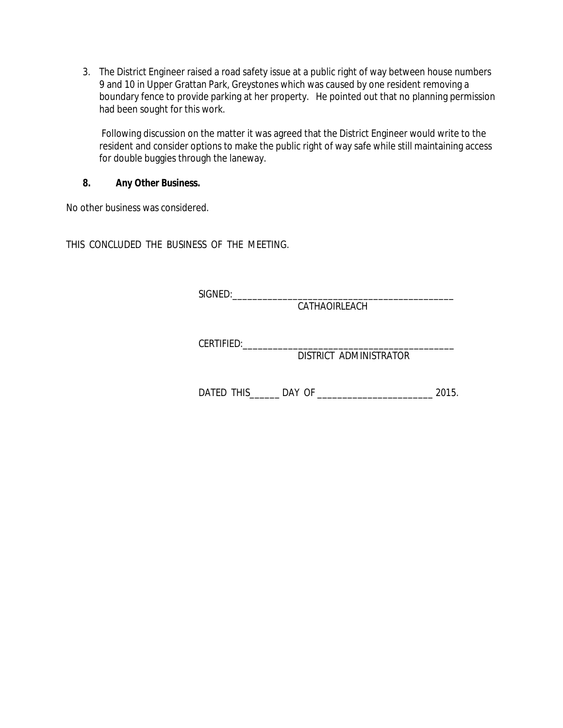3. The District Engineer raised a road safety issue at a public right of way between house numbers 9 and 10 in Upper Grattan Park, Greystones which was caused by one resident removing a boundary fence to provide parking at her property. He pointed out that no planning permission had been sought for this work.

   Following discussion on the matter it was agreed that the District Engineer would write to the resident and consider options to make the public right of way safe while still maintaining access for double buggies through the laneway.

**8. Any Other Business.**

No other business was considered.

THIS CONCLUDED THE BUSINESS OF THE MEETING.

SIGNED:_____________________________________________
CATHAOIRLEACH

CERTIFIED:___________________________________________
DISTRICT ADMINISTRATOR

DATED THIS______ DAY OF _______________________ 2015.